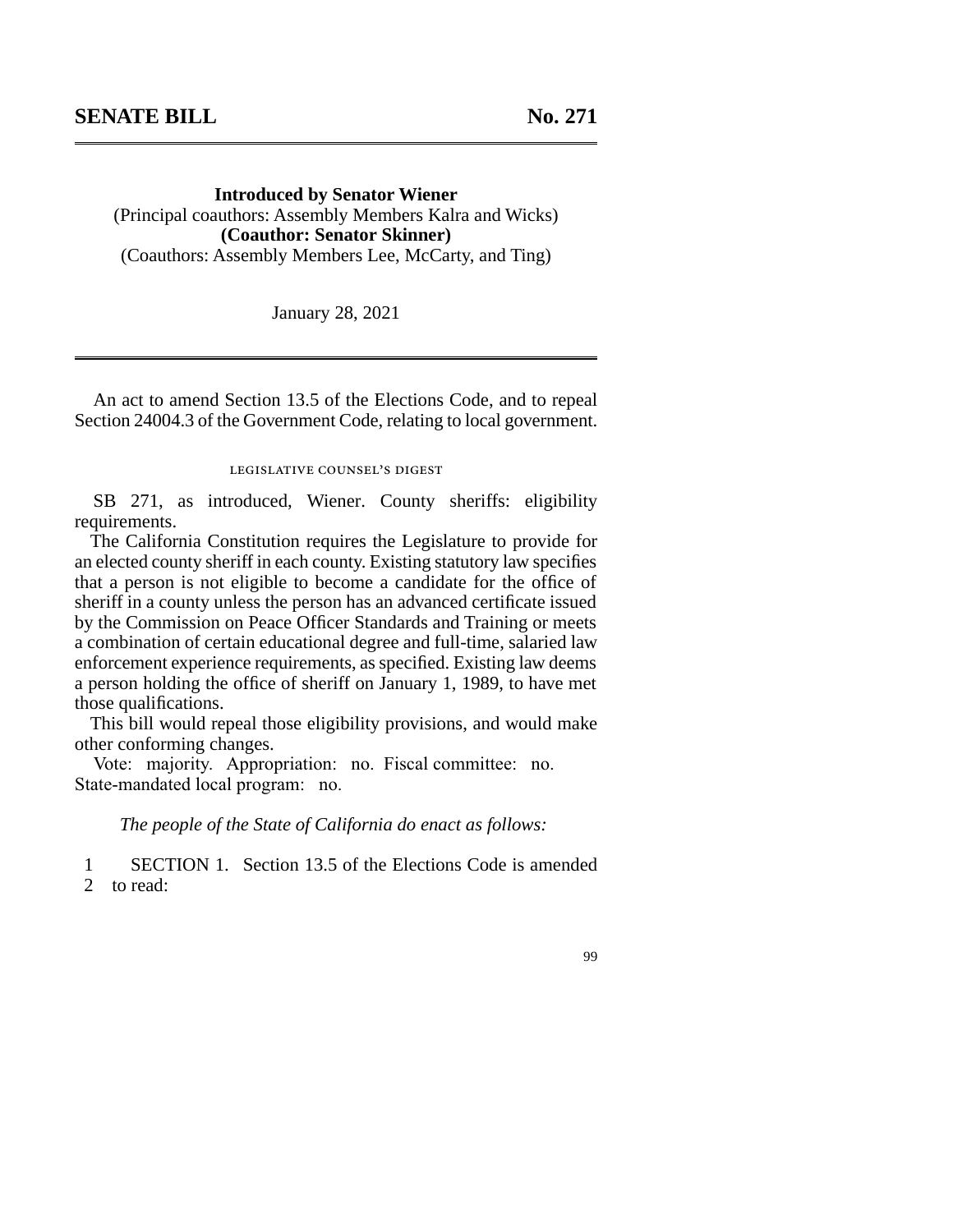## SENATE BILL No. 271

**Introduced by Senator Wiener**
(Principal coauthors: Assembly Members Kalra and Wicks)
**(Coauthor: Senator Skinner)**
(Coauthors: Assembly Members Lee, McCarty, and Ting)

January 28, 2021

An act to amend Section 13.5 of the Elections Code, and to repeal Section 24004.3 of the Government Code, relating to local government.

LEGISLATIVE COUNSEL'S DIGEST

SB 271, as introduced, Wiener. County sheriffs: eligibility requirements.

The California Constitution requires the Legislature to provide for an elected county sheriff in each county. Existing statutory law specifies that a person is not eligible to become a candidate for the office of sheriff in a county unless the person has an advanced certificate issued by the Commission on Peace Officer Standards and Training or meets a combination of certain educational degree and full-time, salaried law enforcement experience requirements, as specified. Existing law deems a person holding the office of sheriff on January 1, 1989, to have met those qualifications.

This bill would repeal those eligibility provisions, and would make other conforming changes.

Vote: majority. Appropriation: no. Fiscal committee: no. State-mandated local program: no.

*The people of the State of California do enact as follows:*

1 SECTION 1. Section 13.5 of the Elections Code is amended
2 to read: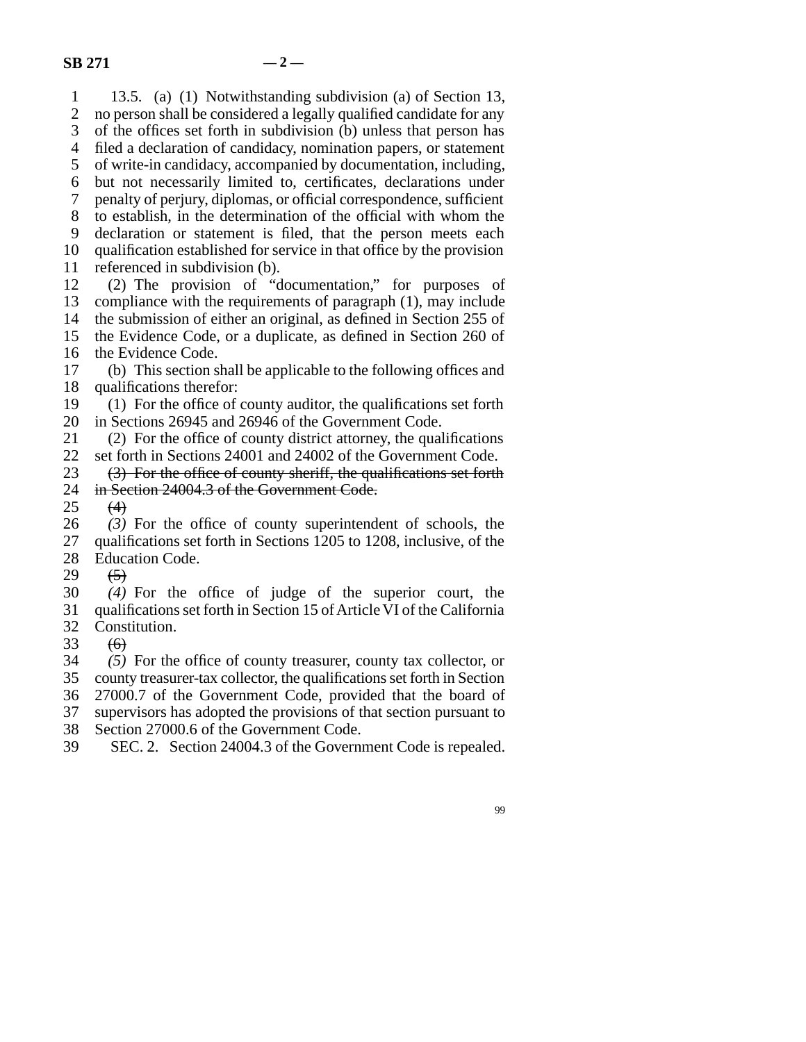13.5. (a) (1) Notwithstanding subdivision (a) of Section 13, no person shall be considered a legally qualified candidate for any of the offices set forth in subdivision (b) unless that person has filed a declaration of candidacy, nomination papers, or statement of write-in candidacy, accompanied by documentation, including, but not necessarily limited to, certificates, declarations under penalty of perjury, diplomas, or official correspondence, sufficient to establish, in the determination of the official with whom the declaration or statement is filed, that the person meets each qualification established for service in that office by the provision referenced in subdivision (b).

(2) The provision of "documentation," for purposes of compliance with the requirements of paragraph (1), may include the submission of either an original, as defined in Section 255 of the Evidence Code, or a duplicate, as defined in Section 260 of the Evidence Code.

(b) This section shall be applicable to the following offices and qualifications therefor:

(1) For the office of county auditor, the qualifications set forth in Sections 26945 and 26946 of the Government Code.

(2) For the office of county district attorney, the qualifications set forth in Sections 24001 and 24002 of the Government Code.

~~(3) For the office of county sheriff, the qualifications set forth in Section 24004.3 of the Government Code.~~

~~(4)~~

*(3)* For the office of county superintendent of schools, the qualifications set forth in Sections 1205 to 1208, inclusive, of the Education Code.

~~(5)~~

*(4)* For the office of judge of the superior court, the qualifications set forth in Section 15 of Article VI of the California Constitution.

~~(6)~~

*(5)* For the office of county treasurer, county tax collector, or county treasurer-tax collector, the qualifications set forth in Section 27000.7 of the Government Code, provided that the board of supervisors has adopted the provisions of that section pursuant to Section 27000.6 of the Government Code.

SEC. 2. Section 24004.3 of the Government Code is repealed.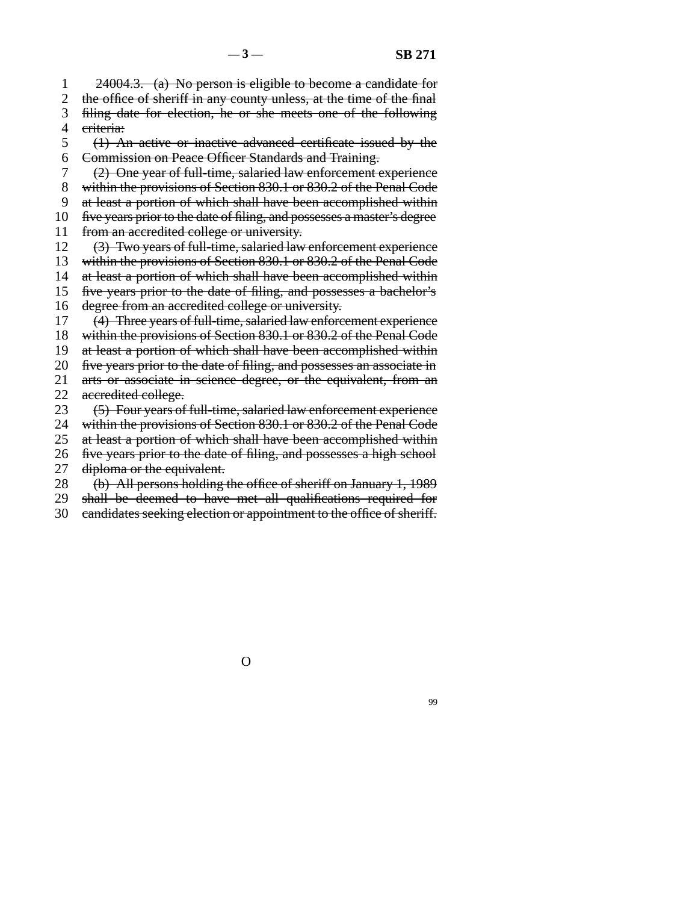~~24004.3. (a) No person is eligible to become a candidate for the office of sheriff in any county unless, at the time of the final filing date for election, he or she meets one of the following criteria:~~

~~(1) An active or inactive advanced certificate issued by the Commission on Peace Officer Standards and Training.~~

~~(2) One year of full-time, salaried law enforcement experience within the provisions of Section 830.1 or 830.2 of the Penal Code at least a portion of which shall have been accomplished within five years prior to the date of filing, and possesses a master's degree from an accredited college or university.~~

~~(3) Two years of full-time, salaried law enforcement experience within the provisions of Section 830.1 or 830.2 of the Penal Code at least a portion of which shall have been accomplished within five years prior to the date of filing, and possesses a bachelor's degree from an accredited college or university.~~

~~(4) Three years of full-time, salaried law enforcement experience within the provisions of Section 830.1 or 830.2 of the Penal Code at least a portion of which shall have been accomplished within five years prior to the date of filing, and possesses an associate in arts or associate in science degree, or the equivalent, from an accredited college.~~

~~(5) Four years of full-time, salaried law enforcement experience within the provisions of Section 830.1 or 830.2 of the Penal Code at least a portion of which shall have been accomplished within five years prior to the date of filing, and possesses a high school diploma or the equivalent.~~

~~(b) All persons holding the office of sheriff on January 1, 1989 shall be deemed to have met all qualifications required for candidates seeking election or appointment to the office of sheriff.~~

O